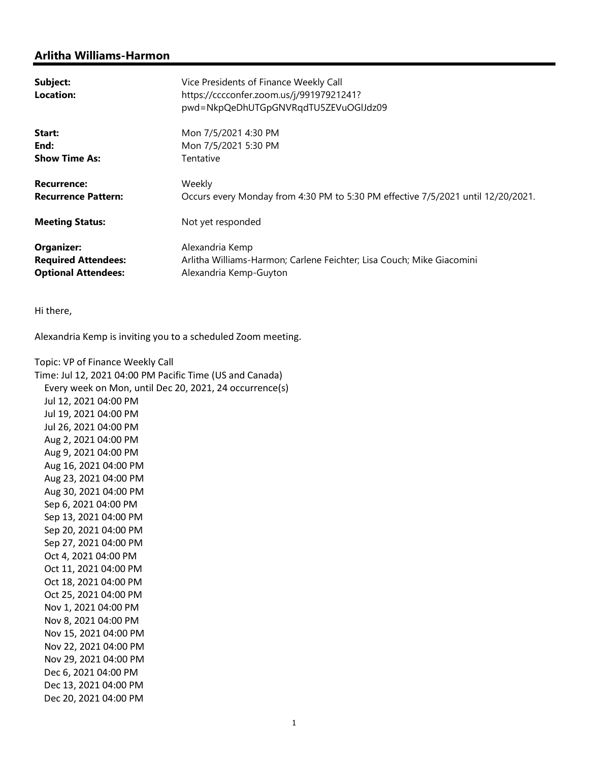## Arlitha Williams-Harmon

| | |
|---|---|
| **Subject:** | Vice Presidents of Finance Weekly Call |
| **Location:** | https://cccconfer.zoom.us/j/99197921241?pwd=NkpQeDhUTGpGNVRqdTU5ZEVuOGlJdz09 |
| **Start:** | Mon 7/5/2021 4:30 PM |
| **End:** | Mon 7/5/2021 5:30 PM |
| **Show Time As:** | Tentative |
| **Recurrence:** | Weekly |
| **Recurrence Pattern:** | Occurs every Monday from 4:30 PM to 5:30 PM effective 7/5/2021 until 12/20/2021. |
| **Meeting Status:** | Not yet responded |
| **Organizer:** | Alexandria Kemp |
| **Required Attendees:** | Arlitha Williams-Harmon; Carlene Feichter; Lisa Couch; Mike Giacomini |
| **Optional Attendees:** | Alexandria Kemp-Guyton |

Hi there,

Alexandria Kemp is inviting you to a scheduled Zoom meeting.

Topic: VP of Finance Weekly Call
Time: Jul 12, 2021 04:00 PM Pacific Time (US and Canada)
Every week on Mon, until Dec 20, 2021, 24 occurrence(s)
Jul 12, 2021 04:00 PM
Jul 19, 2021 04:00 PM
Jul 26, 2021 04:00 PM
Aug 2, 2021 04:00 PM
Aug 9, 2021 04:00 PM
Aug 16, 2021 04:00 PM
Aug 23, 2021 04:00 PM
Aug 30, 2021 04:00 PM
Sep 6, 2021 04:00 PM
Sep 13, 2021 04:00 PM
Sep 20, 2021 04:00 PM
Sep 27, 2021 04:00 PM
Oct 4, 2021 04:00 PM
Oct 11, 2021 04:00 PM
Oct 18, 2021 04:00 PM
Oct 25, 2021 04:00 PM
Nov 1, 2021 04:00 PM
Nov 8, 2021 04:00 PM
Nov 15, 2021 04:00 PM
Nov 22, 2021 04:00 PM
Nov 29, 2021 04:00 PM
Dec 6, 2021 04:00 PM
Dec 13, 2021 04:00 PM
Dec 20, 2021 04:00 PM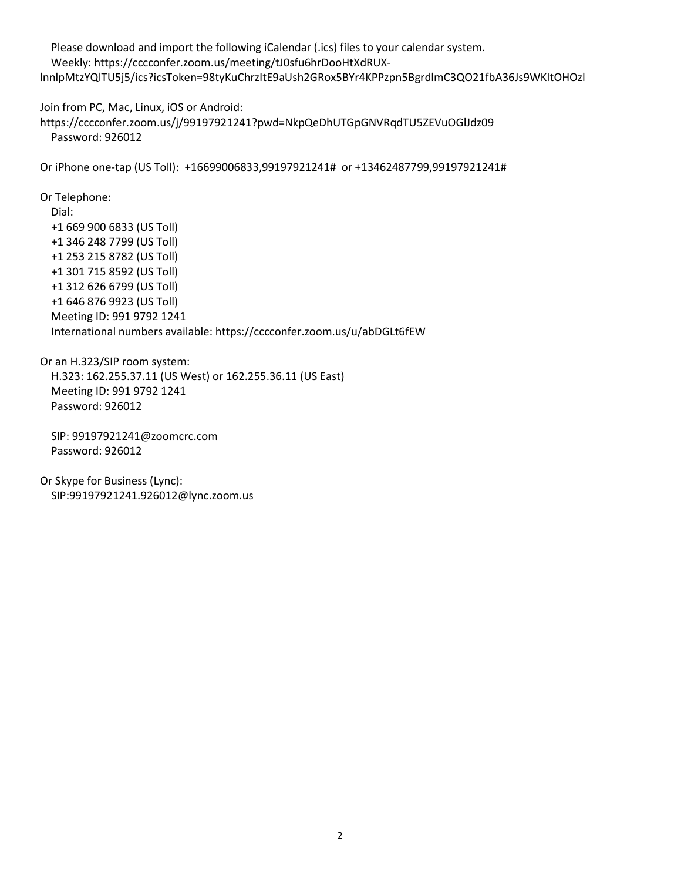Please download and import the following iCalendar (.ics) files to your calendar system.
Weekly: https://cccconfer.zoom.us/meeting/tJ0sfu6hrDooHtXdRUX-lnnlpMtzYQlTU5j5/ics?icsToken=98tyKuChrzItE9aUsh2GRox5BYr4KPPzpn5BgrdlmC3QO21fbA36Js9WKItOHOzl

Join from PC, Mac, Linux, iOS or Android:
https://cccconfer.zoom.us/j/99197921241?pwd=NkpQeDhUTGpGNVRqdTU5ZEVuOGlJdz09
Password: 926012

Or iPhone one-tap (US Toll): +16699006833,99197921241# or +13462487799,99197921241#

Or Telephone:
Dial:
+1 669 900 6833 (US Toll)
+1 346 248 7799 (US Toll)
+1 253 215 8782 (US Toll)
+1 301 715 8592 (US Toll)
+1 312 626 6799 (US Toll)
+1 646 876 9923 (US Toll)
Meeting ID: 991 9792 1241
International numbers available: https://cccconfer.zoom.us/u/abDGLt6fEW

Or an H.323/SIP room system:
H.323: 162.255.37.11 (US West) or 162.255.36.11 (US East)
Meeting ID: 991 9792 1241
Password: 926012

SIP: 99197921241@zoomcrc.com
Password: 926012

Or Skype for Business (Lync):
SIP:99197921241.926012@lync.zoom.us